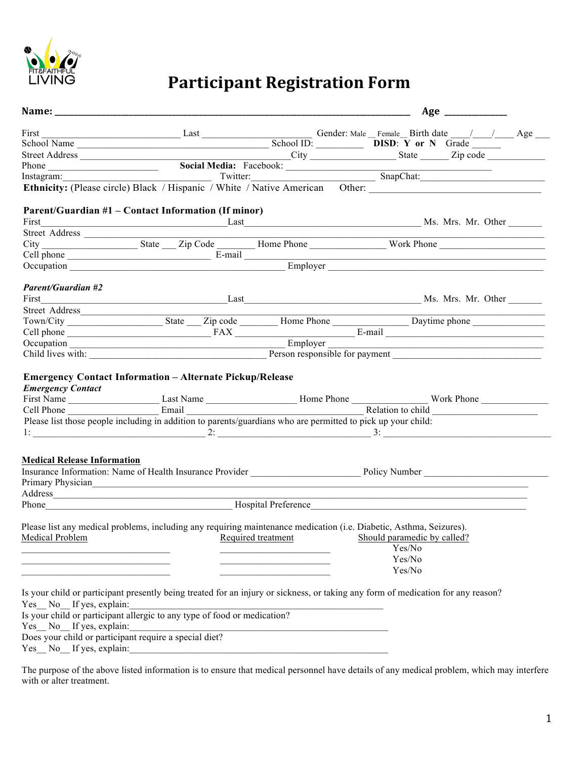FIT&FAITHFUL LIVING

# Participant Registration Form

**Name:** ______________________________________________________________ **Age** __________

First ________________________ Last ____________________ Gender: Male __ Female__ Birth date ___/___/___ Age ___
School Name ________________________________ School ID: _________ **DISD**: **Y or N** Grade ______
Street Address ________________________________________ City _______________ State _____ Zip code ___________
Phone ____________________ **Social Media:** Facebook: __________________________________
Instagram:________________________ Twitter:_____________________ SnapChat:______________________
**Ethnicity:** (Please circle) Black / Hispanic / White / Native American Other: ______________________________

**Parent/Guardian #1 – Contact Information (If minor)**
First________________________________Last_______________________________ Ms. Mrs. Mr. Other _______
Street Address ____________________________________________________________________________
City _________________ State ___ Zip Code _______ Home Phone ______________ Work Phone ___________________
Cell phone __________________________ E-mail _____________________________________________________
Occupation ______________________________________ Employer ______________________________________

***Parent/Guardian #2***
First________________________________Last_______________________________ Ms. Mrs. Mr. Other _______
Street Address_____________________________________________________________________________
Town/City _________________ State ___ Zip code _______ Home Phone ______________ Daytime phone ____________
Cell phone __________________________ FAX _____________________ E-mail ____________________________
Occupation ______________________________________ Employer ______________________________________
Child lives with: ______________________________ Person responsible for payment __________________________

**Emergency Contact Information – Alternate Pickup/Release**
***Emergency Contact***
First Name _________________ Last Name _________________ Home Phone _______________ Work Phone _____________
Cell Phone _________________ Email _________________________________ Relation to child ____________________
Please list those people including in addition to parents/guardians who are permitted to pick up your child:
1: ________________________________ 2: ____________________________ 3: ________________________________

**Medical Release Information**
Insurance Information: Name of Health Insurance Provider _____________________ Policy Number _______________________
Primary Physician_________________________________________________________________________________
Address_______________________________________________________________________________________
Phone___________________________________ Hospital Preference_______________________________________

Please list any medical problems, including any requiring maintenance medication (i.e. Diabetic, Asthma, Seizures).

| Medical Problem | Required treatment | Should paramedic by called? |
|---|---|---|
| ____________________________ | ______________________ | Yes/No |
| ____________________________ | ______________________ | Yes/No |
| ____________________________ | ______________________ | Yes/No |

Is your child or participant presently being treated for an injury or sickness, or taking any form of medication for any reason?
Yes__ No__ If yes, explain:_______________________________________________________
Is your child or participant allergic to any type of food or medication?
Yes__ No__ If yes, explain:_______________________________________________________
Does your child or participant require a special diet?
Yes__ No__ If yes, explain:_______________________________________________________

The purpose of the above listed information is to ensure that medical personnel have details of any medical problem, which may interfere with or alter treatment.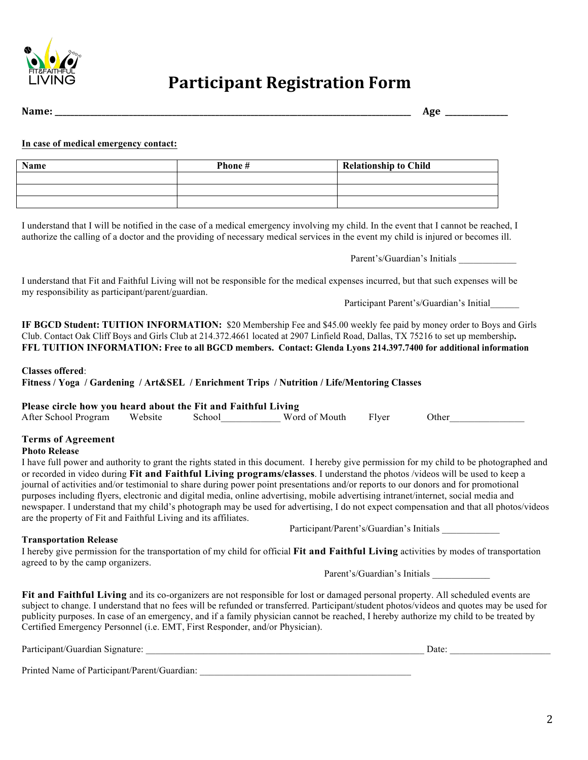# Participant Registration Form

**Name: ________________________________________________________________________________ Age ______________**

**In case of medical emergency contact:**

| Name | Phone # | Relationship to Child |
|---|---|---|
| | | |
| | | |
| | | |

I understand that I will be notified in the case of a medical emergency involving my child. In the event that I cannot be reached, I authorize the calling of a doctor and the providing of necessary medical services in the event my child is injured or becomes ill.

Parent's/Guardian's Initials ____________

I understand that Fit and Faithful Living will not be responsible for the medical expenses incurred, but that such expenses will be my responsibility as participant/parent/guardian.

Participant Parent's/Guardian's Initial______

**IF BGCD Student: TUITION INFORMATION:** $20 Membership Fee and $45.00 weekly fee paid by money order to Boys and Girls Club. Contact Oak Cliff Boys and Girls Club at 214.372.4661 located at 2907 Linfield Road, Dallas, TX 75216 to set up membership**.**
**FFL TUITION INFORMATION: Free to all BGCD members. Contact: Glenda Lyons 214.397.7400 for additional information**

**Classes offered**:
**Fitness / Yoga / Gardening / Art&SEL / Enrichment Trips / Nutrition / Life/Mentoring Classes**

**Please circle how you heard about the Fit and Faithful Living**
After School Program Website School____________ Word of Mouth Flyer Other_______________

**Terms of Agreement**

**Photo Release**

I have full power and authority to grant the rights stated in this document. I hereby give permission for my child to be photographed and or recorded in video during **Fit and Faithful Living programs/classes**. I understand the photos /videos will be used to keep a journal of activities and/or testimonial to share during power point presentations and/or reports to our donors and for promotional purposes including flyers, electronic and digital media, online advertising, mobile advertising intranet/internet, social media and newspaper. I understand that my child's photograph may be used for advertising, I do not expect compensation and that all photos/videos are the property of Fit and Faithful Living and its affiliates.

Participant/Parent's/Guardian's Initials ____________

**Transportation Release**

I hereby give permission for the transportation of my child for official **Fit and Faithful Living** activities by modes of transportation agreed to by the camp organizers.

Parent's/Guardian's Initials ____________

**Fit and Faithful Living** and its co-organizers are not responsible for lost or damaged personal property. All scheduled events are subject to change. I understand that no fees will be refunded or transferred. Participant/student photos/videos and quotes may be used for publicity purposes. In case of an emergency, and if a family physician cannot be reached, I hereby authorize my child to be treated by Certified Emergency Personnel (i.e. EMT, First Responder, and/or Physician).

Participant/Guardian Signature: ____________________________________________________________ Date: _____________________

Printed Name of Participant/Parent/Guardian: _____________________________________________